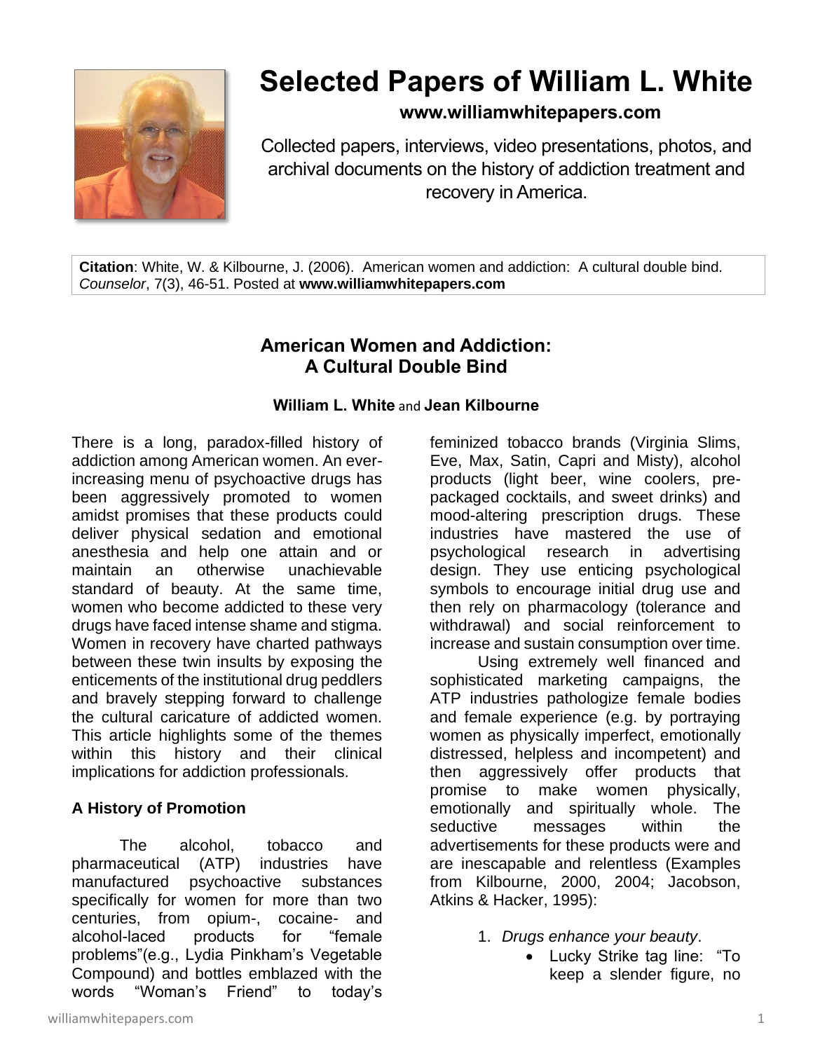# Selected Papers of William L. White

**www.williamwhitepapers.com**

Collected papers, interviews, video presentations, photos, and archival documents on the history of addiction treatment and recovery in America.

**Citation**: White, W. & Kilbourne, J. (2006). American women and addiction: A cultural double bind. *Counselor*, 7(3), 46-51. Posted at **www.williamwhitepapers.com**

## American Women and Addiction: A Cultural Double Bind

**William L. White** and **Jean Kilbourne**

There is a long, paradox-filled history of addiction among American women. An ever-increasing menu of psychoactive drugs has been aggressively promoted to women amidst promises that these products could deliver physical sedation and emotional anesthesia and help one attain and or maintain an otherwise unachievable standard of beauty. At the same time, women who become addicted to these very drugs have faced intense shame and stigma. Women in recovery have charted pathways between these twin insults by exposing the enticements of the institutional drug peddlers and bravely stepping forward to challenge the cultural caricature of addicted women. This article highlights some of the themes within this history and their clinical implications for addiction professionals.

### A History of Promotion

The alcohol, tobacco and pharmaceutical (ATP) industries have manufactured psychoactive substances specifically for women for more than two centuries, from opium-, cocaine- and alcohol-laced products for "female problems"(e.g., Lydia Pinkham's Vegetable Compound) and bottles emblazed with the words "Woman's Friend" to today's feminized tobacco brands (Virginia Slims, Eve, Max, Satin, Capri and Misty), alcohol products (light beer, wine coolers, pre-packaged cocktails, and sweet drinks) and mood-altering prescription drugs. These industries have mastered the use of psychological research in advertising design. They use enticing psychological symbols to encourage initial drug use and then rely on pharmacology (tolerance and withdrawal) and social reinforcement to increase and sustain consumption over time.

Using extremely well financed and sophisticated marketing campaigns, the ATP industries pathologize female bodies and female experience (e.g. by portraying women as physically imperfect, emotionally distressed, helpless and incompetent) and then aggressively offer products that promise to make women physically, emotionally and spiritually whole. The seductive messages within the advertisements for these products were and are inescapable and relentless (Examples from Kilbourne, 2000, 2004; Jacobson, Atkins & Hacker, 1995):

1. *Drugs enhance your beauty*.
   - Lucky Strike tag line: "To keep a slender figure, no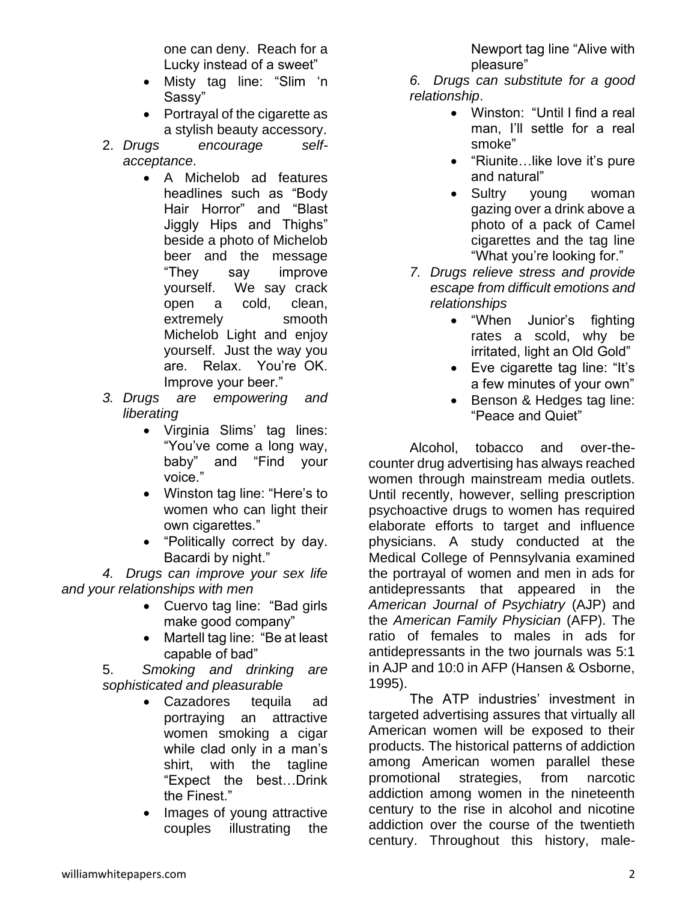one can deny. Reach for a Lucky instead of a sweet"

- Misty tag line: "Slim 'n Sassy"
- Portrayal of the cigarette as a stylish beauty accessory.

2. *Drugs encourage self-acceptance*.
   - A Michelob ad features headlines such as "Body Hair Horror" and "Blast Jiggly Hips and Thighs" beside a photo of Michelob beer and the message "They say improve yourself. We say crack open a cold, clean, extremely smooth Michelob Light and enjoy yourself. Just the way you are. Relax. You're OK. Improve your beer."
3. *Drugs are empowering and liberating*
   - Virginia Slims' tag lines: "You've come a long way, baby" and "Find your voice."
   - Winston tag line: "Here's to women who can light their own cigarettes."
   - "Politically correct by day. Bacardi by night."

*4. Drugs can improve your sex life and your relationships with men*

- Cuervo tag line: "Bad girls make good company"
- Martell tag line: "Be at least capable of bad"

5. *Smoking and drinking are sophisticated and pleasurable*

- Cazadores tequila ad portraying an attractive women smoking a cigar while clad only in a man's shirt, with the tagline "Expect the best…Drink the Finest."
- Images of young attractive couples illustrating the Newport tag line "Alive with pleasure"

*6. Drugs can substitute for a good relationship*.

- Winston: "Until I find a real man, I'll settle for a real smoke"
- "Riunite…like love it's pure and natural"
- Sultry young woman gazing over a drink above a photo of a pack of Camel cigarettes and the tag line "What you're looking for."

*7. Drugs relieve stress and provide escape from difficult emotions and relationships*

- "When Junior's fighting rates a scold, why be irritated, light an Old Gold"
- Eve cigarette tag line: "It's a few minutes of your own"
- Benson & Hedges tag line: "Peace and Quiet"

Alcohol, tobacco and over-the-counter drug advertising has always reached women through mainstream media outlets. Until recently, however, selling prescription psychoactive drugs to women has required elaborate efforts to target and influence physicians. A study conducted at the Medical College of Pennsylvania examined the portrayal of women and men in ads for antidepressants that appeared in the *American Journal of Psychiatry* (AJP) and the *American Family Physician* (AFP). The ratio of females to males in ads for antidepressants in the two journals was 5:1 in AJP and 10:0 in AFP (Hansen & Osborne, 1995).

The ATP industries' investment in targeted advertising assures that virtually all American women will be exposed to their products. The historical patterns of addiction among American women parallel these promotional strategies, from narcotic addiction among women in the nineteenth century to the rise in alcohol and nicotine addiction over the course of the twentieth century. Throughout this history, male-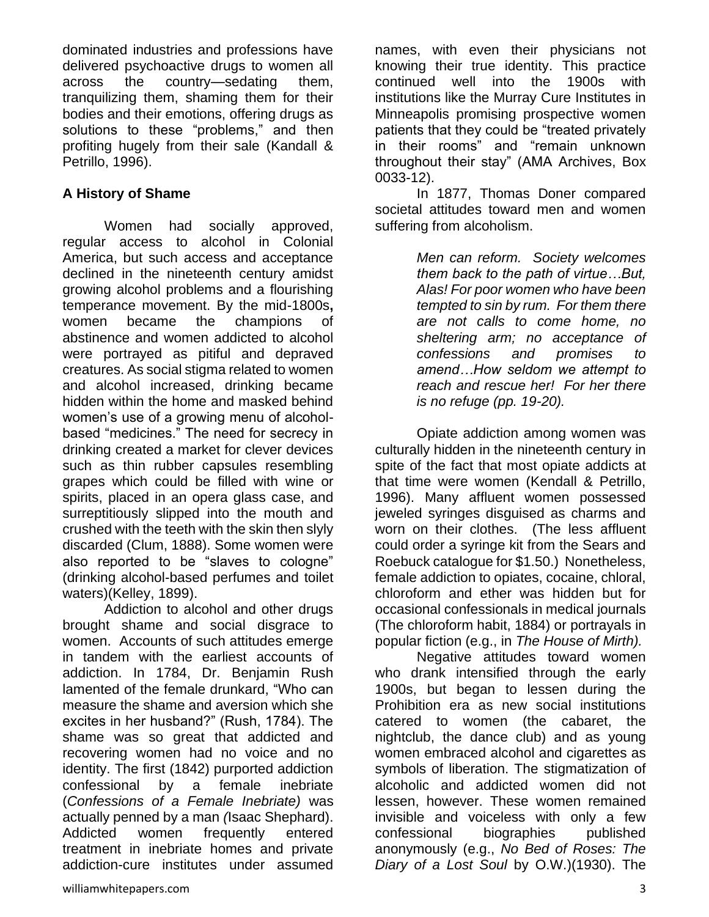dominated industries and professions have delivered psychoactive drugs to women all across the country—sedating them, tranquilizing them, shaming them for their bodies and their emotions, offering drugs as solutions to these "problems," and then profiting hugely from their sale (Kandall & Petrillo, 1996).

**A History of Shame**

Women had socially approved, regular access to alcohol in Colonial America, but such access and acceptance declined in the nineteenth century amidst growing alcohol problems and a flourishing temperance movement. By the mid-1800s**,** women became the champions of abstinence and women addicted to alcohol were portrayed as pitiful and depraved creatures. As social stigma related to women and alcohol increased, drinking became hidden within the home and masked behind women's use of a growing menu of alcohol-based "medicines." The need for secrecy in drinking created a market for clever devices such as thin rubber capsules resembling grapes which could be filled with wine or spirits, placed in an opera glass case, and surreptitiously slipped into the mouth and crushed with the teeth with the skin then slyly discarded (Clum, 1888). Some women were also reported to be "slaves to cologne" (drinking alcohol-based perfumes and toilet waters)(Kelley, 1899).

Addiction to alcohol and other drugs brought shame and social disgrace to women. Accounts of such attitudes emerge in tandem with the earliest accounts of addiction. In 1784, Dr. Benjamin Rush lamented of the female drunkard, "Who can measure the shame and aversion which she excites in her husband?" (Rush, 1784). The shame was so great that addicted and recovering women had no voice and no identity. The first (1842) purported addiction confessional by a female inebriate (*Confessions of a Female Inebriate)* was actually penned by a man *(*Isaac Shephard). Addicted women frequently entered treatment in inebriate homes and private addiction-cure institutes under assumed names, with even their physicians not knowing their true identity. This practice continued well into the 1900s with institutions like the Murray Cure Institutes in Minneapolis promising prospective women patients that they could be "treated privately in their rooms" and "remain unknown throughout their stay" (AMA Archives, Box 0033-12).

In 1877, Thomas Doner compared societal attitudes toward men and women suffering from alcoholism.

> *Men can reform. Society welcomes them back to the path of virtue…But, Alas! For poor women who have been tempted to sin by rum. For them there are not calls to come home, no sheltering arm; no acceptance of confessions and promises to amend…How seldom we attempt to reach and rescue her! For her there is no refuge (pp. 19-20).*

Opiate addiction among women was culturally hidden in the nineteenth century in spite of the fact that most opiate addicts at that time were women (Kendall & Petrillo, 1996). Many affluent women possessed jeweled syringes disguised as charms and worn on their clothes. (The less affluent could order a syringe kit from the Sears and Roebuck catalogue for $1.50.) Nonetheless, female addiction to opiates, cocaine, chloral, chloroform and ether was hidden but for occasional confessionals in medical journals (The chloroform habit, 1884) or portrayals in popular fiction (e.g., in *The House of Mirth).*

Negative attitudes toward women who drank intensified through the early 1900s, but began to lessen during the Prohibition era as new social institutions catered to women (the cabaret, the nightclub, the dance club) and as young women embraced alcohol and cigarettes as symbols of liberation. The stigmatization of alcoholic and addicted women did not lessen, however. These women remained invisible and voiceless with only a few confessional biographies published anonymously (e.g., *No Bed of Roses: The Diary of a Lost Soul* by O.W.)(1930). The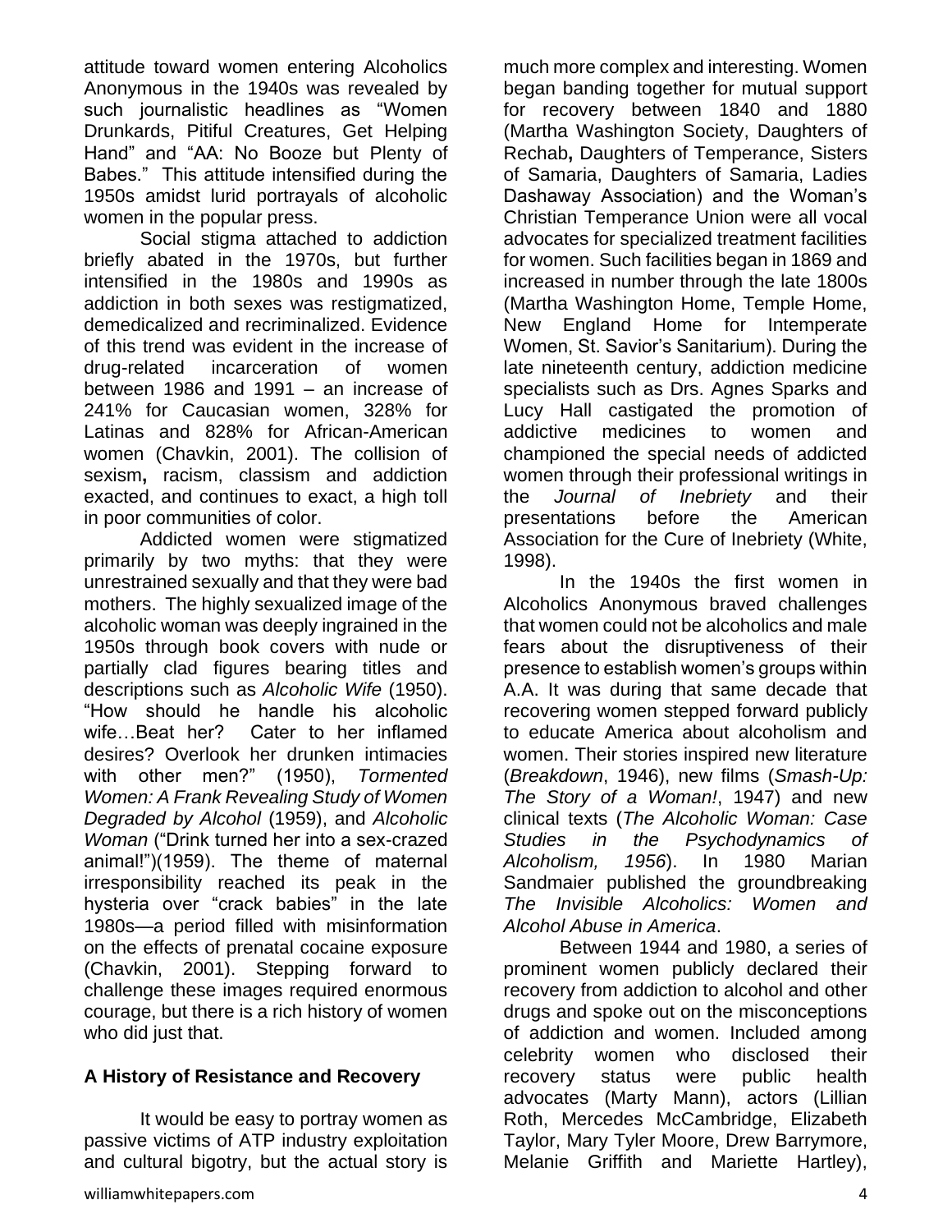attitude toward women entering Alcoholics Anonymous in the 1940s was revealed by such journalistic headlines as "Women Drunkards, Pitiful Creatures, Get Helping Hand" and "AA: No Booze but Plenty of Babes." This attitude intensified during the 1950s amidst lurid portrayals of alcoholic women in the popular press.

Social stigma attached to addiction briefly abated in the 1970s, but further intensified in the 1980s and 1990s as addiction in both sexes was restigmatized, demedicalized and recriminalized. Evidence of this trend was evident in the increase of drug-related incarceration of women between 1986 and 1991 – an increase of 241% for Caucasian women, 328% for Latinas and 828% for African-American women (Chavkin, 2001). The collision of sexism, racism, classism and addiction exacted, and continues to exact, a high toll in poor communities of color.

Addicted women were stigmatized primarily by two myths: that they were unrestrained sexually and that they were bad mothers. The highly sexualized image of the alcoholic woman was deeply ingrained in the 1950s through book covers with nude or partially clad figures bearing titles and descriptions such as *Alcoholic Wife* (1950). "How should he handle his alcoholic wife…Beat her? Cater to her inflamed desires? Overlook her drunken intimacies with other men?" (1950), *Tormented Women: A Frank Revealing Study of Women Degraded by Alcohol* (1959), and *Alcoholic Woman* ("Drink turned her into a sex-crazed animal!")(1959). The theme of maternal irresponsibility reached its peak in the hysteria over "crack babies" in the late 1980s—a period filled with misinformation on the effects of prenatal cocaine exposure (Chavkin, 2001). Stepping forward to challenge these images required enormous courage, but there is a rich history of women who did just that.

## A History of Resistance and Recovery

It would be easy to portray women as passive victims of ATP industry exploitation and cultural bigotry, but the actual story is much more complex and interesting. Women began banding together for mutual support for recovery between 1840 and 1880 (Martha Washington Society, Daughters of Rechab, Daughters of Temperance, Sisters of Samaria, Daughters of Samaria, Ladies Dashaway Association) and the Woman's Christian Temperance Union were all vocal advocates for specialized treatment facilities for women. Such facilities began in 1869 and increased in number through the late 1800s (Martha Washington Home, Temple Home, New England Home for Intemperate Women, St. Savior's Sanitarium). During the late nineteenth century, addiction medicine specialists such as Drs. Agnes Sparks and Lucy Hall castigated the promotion of addictive medicines to women and championed the special needs of addicted women through their professional writings in the *Journal of Inebriety* and their presentations before the American Association for the Cure of Inebriety (White, 1998).

In the 1940s the first women in Alcoholics Anonymous braved challenges that women could not be alcoholics and male fears about the disruptiveness of their presence to establish women's groups within A.A. It was during that same decade that recovering women stepped forward publicly to educate America about alcoholism and women. Their stories inspired new literature (*Breakdown*, 1946), new films (*Smash-Up: The Story of a Woman!*, 1947) and new clinical texts (*The Alcoholic Woman: Case Studies in the Psychodynamics of Alcoholism, 1956*). In 1980 Marian Sandmaier published the groundbreaking *The Invisible Alcoholics: Women and Alcohol Abuse in America*.

Between 1944 and 1980, a series of prominent women publicly declared their recovery from addiction to alcohol and other drugs and spoke out on the misconceptions of addiction and women. Included among celebrity women who disclosed their recovery status were public health advocates (Marty Mann), actors (Lillian Roth, Mercedes McCambridge, Elizabeth Taylor, Mary Tyler Moore, Drew Barrymore, Melanie Griffith and Mariette Hartley),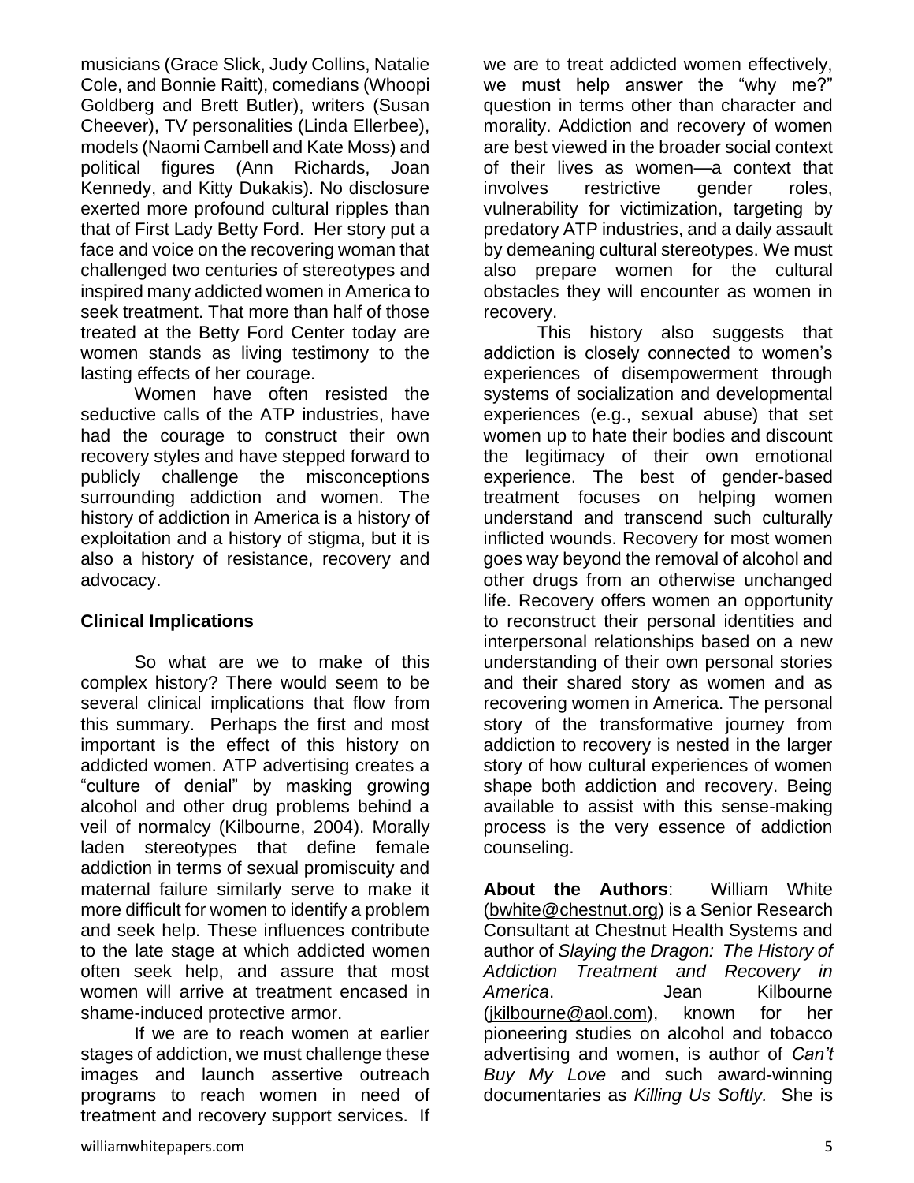musicians (Grace Slick, Judy Collins, Natalie Cole, and Bonnie Raitt), comedians (Whoopi Goldberg and Brett Butler), writers (Susan Cheever), TV personalities (Linda Ellerbee), models (Naomi Cambell and Kate Moss) and political figures (Ann Richards, Joan Kennedy, and Kitty Dukakis). No disclosure exerted more profound cultural ripples than that of First Lady Betty Ford. Her story put a face and voice on the recovering woman that challenged two centuries of stereotypes and inspired many addicted women in America to seek treatment. That more than half of those treated at the Betty Ford Center today are women stands as living testimony to the lasting effects of her courage.

Women have often resisted the seductive calls of the ATP industries, have had the courage to construct their own recovery styles and have stepped forward to publicly challenge the misconceptions surrounding addiction and women. The history of addiction in America is a history of exploitation and a history of stigma, but it is also a history of resistance, recovery and advocacy.

**Clinical Implications**

So what are we to make of this complex history? There would seem to be several clinical implications that flow from this summary. Perhaps the first and most important is the effect of this history on addicted women. ATP advertising creates a "culture of denial" by masking growing alcohol and other drug problems behind a veil of normalcy (Kilbourne, 2004). Morally laden stereotypes that define female addiction in terms of sexual promiscuity and maternal failure similarly serve to make it more difficult for women to identify a problem and seek help. These influences contribute to the late stage at which addicted women often seek help, and assure that most women will arrive at treatment encased in shame-induced protective armor.

If we are to reach women at earlier stages of addiction, we must challenge these images and launch assertive outreach programs to reach women in need of treatment and recovery support services. If we are to treat addicted women effectively, we must help answer the "why me?" question in terms other than character and morality. Addiction and recovery of women are best viewed in the broader social context of their lives as women—a context that involves restrictive gender roles, vulnerability for victimization, targeting by predatory ATP industries, and a daily assault by demeaning cultural stereotypes. We must also prepare women for the cultural obstacles they will encounter as women in recovery.

This history also suggests that addiction is closely connected to women's experiences of disempowerment through systems of socialization and developmental experiences (e.g., sexual abuse) that set women up to hate their bodies and discount the legitimacy of their own emotional experience. The best of gender-based treatment focuses on helping women understand and transcend such culturally inflicted wounds. Recovery for most women goes way beyond the removal of alcohol and other drugs from an otherwise unchanged life. Recovery offers women an opportunity to reconstruct their personal identities and interpersonal relationships based on a new understanding of their own personal stories and their shared story as women and as recovering women in America. The personal story of the transformative journey from addiction to recovery is nested in the larger story of how cultural experiences of women shape both addiction and recovery. Being available to assist with this sense-making process is the very essence of addiction counseling.

**About the Authors**: William White (bwhite@chestnut.org) is a Senior Research Consultant at Chestnut Health Systems and author of *Slaying the Dragon: The History of Addiction Treatment and Recovery in America*. Jean Kilbourne (jkilbourne@aol.com), known for her pioneering studies on alcohol and tobacco advertising and women, is author of *Can't Buy My Love* and such award-winning documentaries as *Killing Us Softly.* She is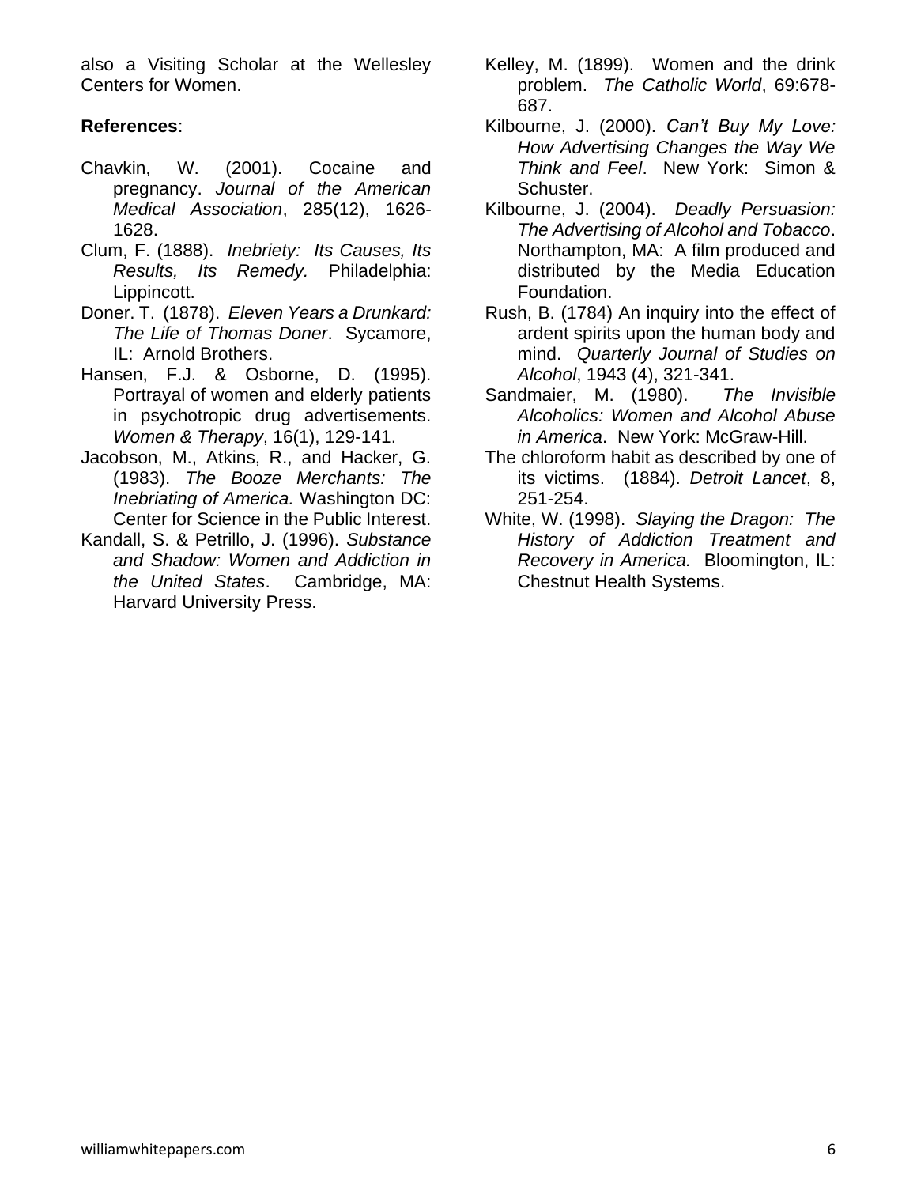also a Visiting Scholar at the Wellesley Centers for Women.

**References**:

Chavkin, W. (2001). Cocaine and pregnancy. *Journal of the American Medical Association*, 285(12), 1626-1628.

Clum, F. (1888). *Inebriety: Its Causes, Its Results, Its Remedy.* Philadelphia: Lippincott.

Doner. T. (1878). *Eleven Years a Drunkard: The Life of Thomas Doner*. Sycamore, IL: Arnold Brothers.

Hansen, F.J. & Osborne, D. (1995). Portrayal of women and elderly patients in psychotropic drug advertisements. *Women & Therapy*, 16(1), 129-141.

Jacobson, M., Atkins, R., and Hacker, G. (1983). *The Booze Merchants: The Inebriating of America.* Washington DC: Center for Science in the Public Interest.

Kandall, S. & Petrillo, J. (1996). *Substance and Shadow: Women and Addiction in the United States*. Cambridge, MA: Harvard University Press.

Kelley, M. (1899). Women and the drink problem. *The Catholic World*, 69:678-687.

Kilbourne, J. (2000). *Can't Buy My Love: How Advertising Changes the Way We Think and Feel*. New York: Simon & Schuster.

Kilbourne, J. (2004). *Deadly Persuasion: The Advertising of Alcohol and Tobacco*. Northampton, MA: A film produced and distributed by the Media Education Foundation.

Rush, B. (1784) An inquiry into the effect of ardent spirits upon the human body and mind. *Quarterly Journal of Studies on Alcohol*, 1943 (4), 321-341.

Sandmaier, M. (1980). *The Invisible Alcoholics: Women and Alcohol Abuse in America*. New York: McGraw-Hill.

The chloroform habit as described by one of its victims. (1884). *Detroit Lancet*, 8, 251-254.

White, W. (1998). *Slaying the Dragon: The History of Addiction Treatment and Recovery in America.* Bloomington, IL: Chestnut Health Systems.